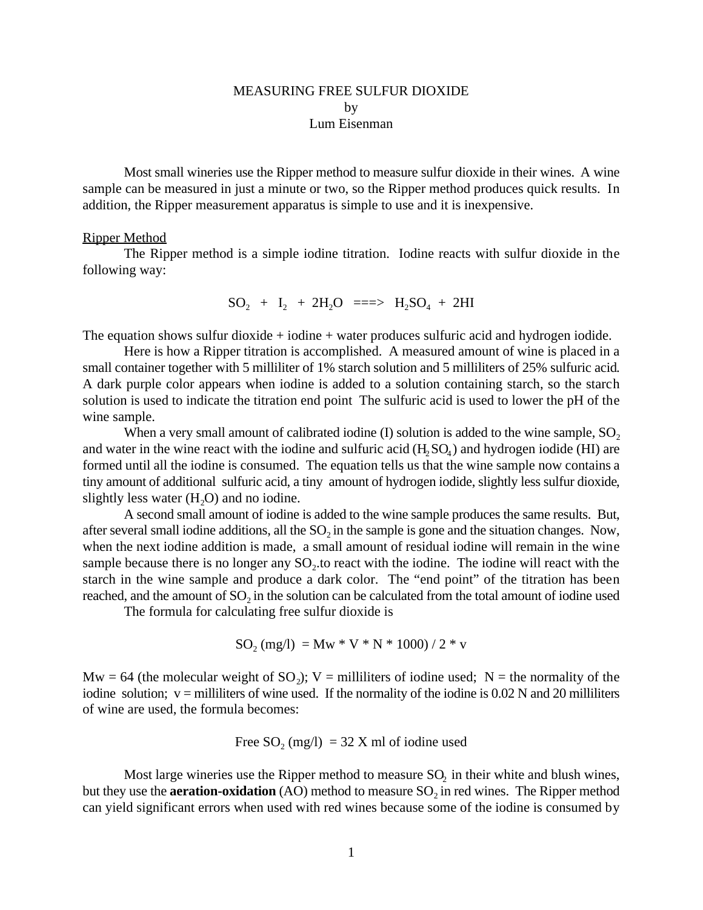# MEASURING FREE SULFUR DIOXIDE

by

Lum Eisenman

Most small wineries use the Ripper method to measure sulfur dioxide in their wines. A wine sample can be measured in just a minute or two, so the Ripper method produces quick results. In addition, the Ripper measurement apparatus is simple to use and it is inexpensive.

## Ripper Method

The Ripper method is a simple iodine titration. Iodine reacts with sulfur dioxide in the following way:

$$SO_2 + I_2 + 2H_2O \Longrightarrow H_2SO_4 + 2HI$$

The equation shows sulfur dioxide + iodine + water produces sulfuric acid and hydrogen iodide.

Here is how a Ripper titration is accomplished. A measured amount of wine is placed in a small container together with 5 milliliter of 1% starch solution and 5 milliliters of 25% sulfuric acid. A dark purple color appears when iodine is added to a solution containing starch, so the starch solution is used to indicate the titration end point The sulfuric acid is used to lower the pH of the wine sample.

When a very small amount of calibrated iodine (I) solution is added to the wine sample, $SO_2$ and water in the wine react with the iodine and sulfuric acid ($H_2SO_4$) and hydrogen iodide (HI) are formed until all the iodine is consumed. The equation tells us that the wine sample now contains a tiny amount of additional sulfuric acid, a tiny amount of hydrogen iodide, slightly less sulfur dioxide, slightly less water ($H_2O$) and no iodine.

A second small amount of iodine is added to the wine sample produces the same results. But, after several small iodine additions, all the $SO_2$ in the sample is gone and the situation changes. Now, when the next iodine addition is made, a small amount of residual iodine will remain in the wine sample because there is no longer any $SO_2$.to react with the iodine. The iodine will react with the starch in the wine sample and produce a dark color. The "end point" of the titration has been reached, and the amount of $SO_2$ in the solution can be calculated from the total amount of iodine used

The formula for calculating free sulfur dioxide is

$$SO_2 \text{ (mg/l)} = Mw * V * N * 1000) / 2 * v$$

Mw = 64 (the molecular weight of $SO_2$); V = milliliters of iodine used; N = the normality of the iodine solution; v = milliliters of wine used. If the normality of the iodine is 0.02 N and 20 milliliters of wine are used, the formula becomes:

$$\text{Free } SO_2 \text{ (mg/l)} = 32 \text{ X ml of iodine used}$$

Most large wineries use the Ripper method to measure $SO_2$ in their white and blush wines, but they use the **aeration-oxidation** (AO) method to measure $SO_2$ in red wines. The Ripper method can yield significant errors when used with red wines because some of the iodine is consumed by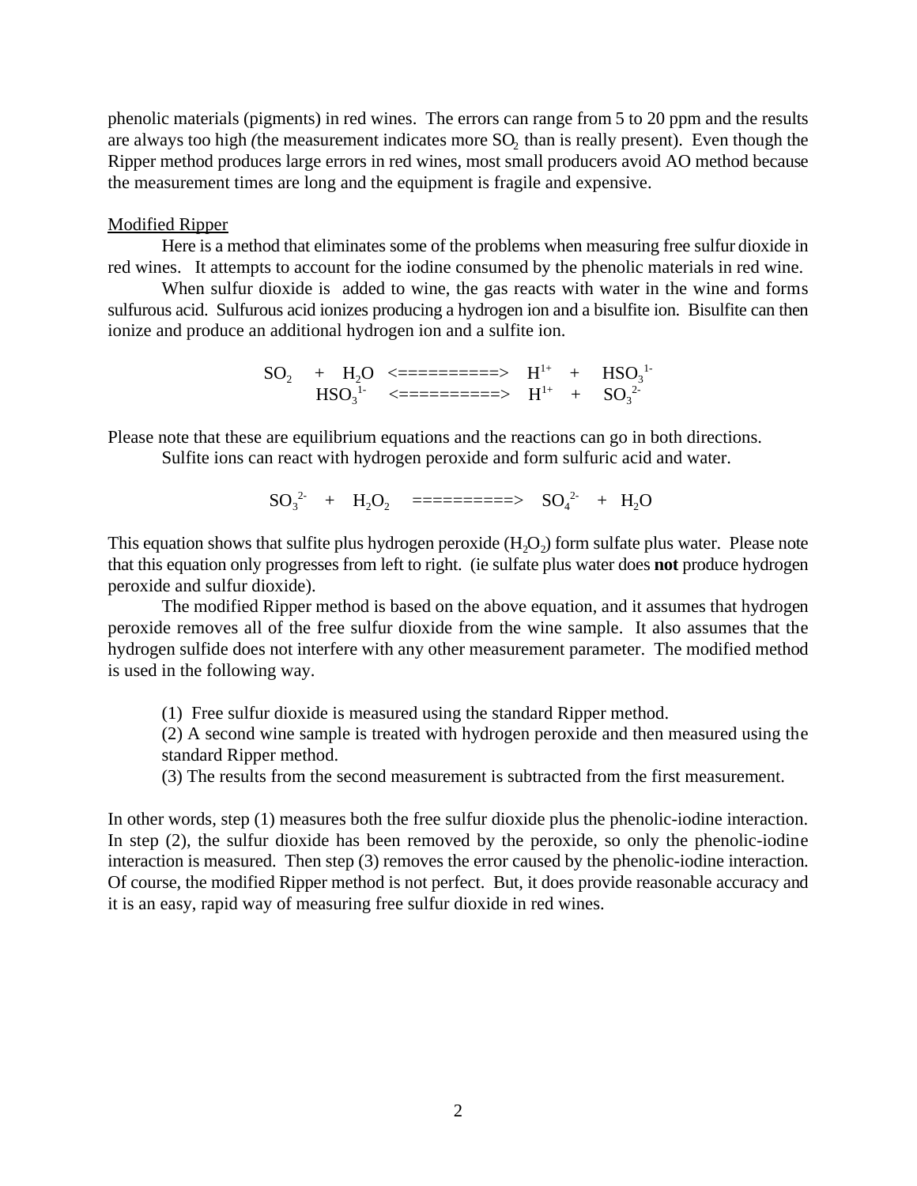phenolic materials (pigments) in red wines. The errors can range from 5 to 20 ppm and the results are always too high (the measurement indicates more $SO_2$ than is really present). Even though the Ripper method produces large errors in red wines, most small producers avoid AO method because the measurement times are long and the equipment is fragile and expensive.

Modified Ripper

Here is a method that eliminates some of the problems when measuring free sulfur dioxide in red wines. It attempts to account for the iodine consumed by the phenolic materials in red wine.

When sulfur dioxide is added to wine, the gas reacts with water in the wine and forms sulfurous acid. Sulfurous acid ionizes producing a hydrogen ion and a bisulfite ion. Bisulfite can then ionize and produce an additional hydrogen ion and a sulfite ion.

$$SO_2 + H_2O \Longleftrightarrow H^{1+} + HSO_3^{1-}$$
$$HSO_3^{1-} \Longleftrightarrow H^{1+} + SO_3^{2-}$$

Please note that these are equilibrium equations and the reactions can go in both directions.

Sulfite ions can react with hydrogen peroxide and form sulfuric acid and water.

$$SO_3^{2-} + H_2O_2 \Longrightarrow SO_4^{2-} + H_2O$$

This equation shows that sulfite plus hydrogen peroxide ($H_2O_2$) form sulfate plus water. Please note that this equation only progresses from left to right. (ie sulfate plus water does **not** produce hydrogen peroxide and sulfur dioxide).

The modified Ripper method is based on the above equation, and it assumes that hydrogen peroxide removes all of the free sulfur dioxide from the wine sample. It also assumes that the hydrogen sulfide does not interfere with any other measurement parameter. The modified method is used in the following way.

(1) Free sulfur dioxide is measured using the standard Ripper method.

(2) A second wine sample is treated with hydrogen peroxide and then measured using the standard Ripper method.

(3) The results from the second measurement is subtracted from the first measurement.

In other words, step (1) measures both the free sulfur dioxide plus the phenolic-iodine interaction. In step (2), the sulfur dioxide has been removed by the peroxide, so only the phenolic-iodine interaction is measured. Then step (3) removes the error caused by the phenolic-iodine interaction. Of course, the modified Ripper method is not perfect. But, it does provide reasonable accuracy and it is an easy, rapid way of measuring free sulfur dioxide in red wines.